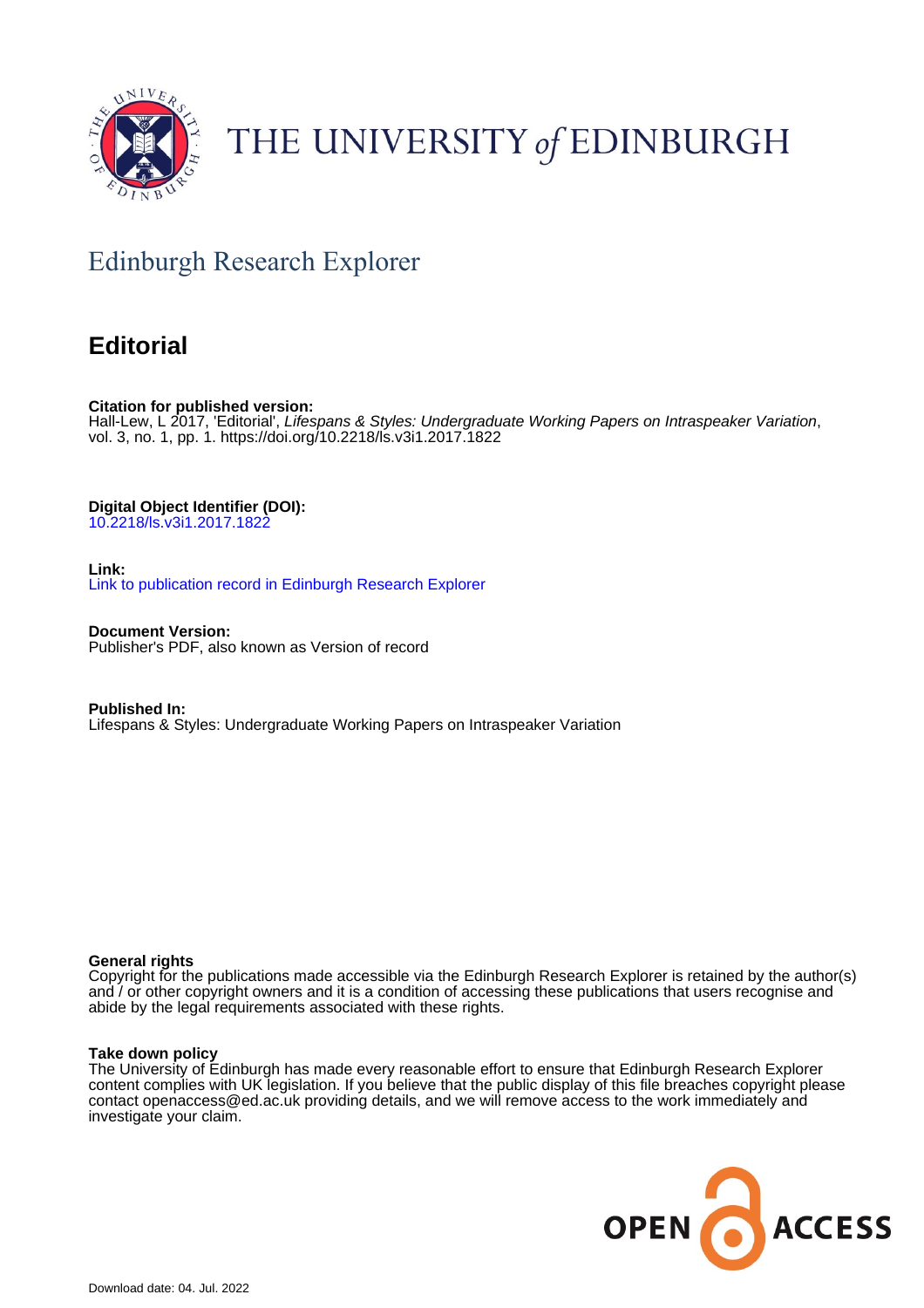THE UNIVERSITY *of* EDINBURGH

## Edinburgh Research Explorer

# Editorial

**Citation for published version:**
Hall-Lew, L 2017, 'Editorial', *Lifespans & Styles: Undergraduate Working Papers on Intraspeaker Variation*, vol. 3, no. 1, pp. 1. https://doi.org/10.2218/ls.v3i1.2017.1822

**Digital Object Identifier (DOI):**
10.2218/ls.v3i1.2017.1822

**Link:**
Link to publication record in Edinburgh Research Explorer

**Document Version:**
Publisher's PDF, also known as Version of record

**Published In:**
Lifespans & Styles: Undergraduate Working Papers on Intraspeaker Variation

**General rights**
Copyright for the publications made accessible via the Edinburgh Research Explorer is retained by the author(s) and / or other copyright owners and it is a condition of accessing these publications that users recognise and abide by the legal requirements associated with these rights.

**Take down policy**
The University of Edinburgh has made every reasonable effort to ensure that Edinburgh Research Explorer content complies with UK legislation. If you believe that the public display of this file breaches copyright please contact openaccess@ed.ac.uk providing details, and we will remove access to the work immediately and investigate your claim.

Download date: 04. Jul. 2022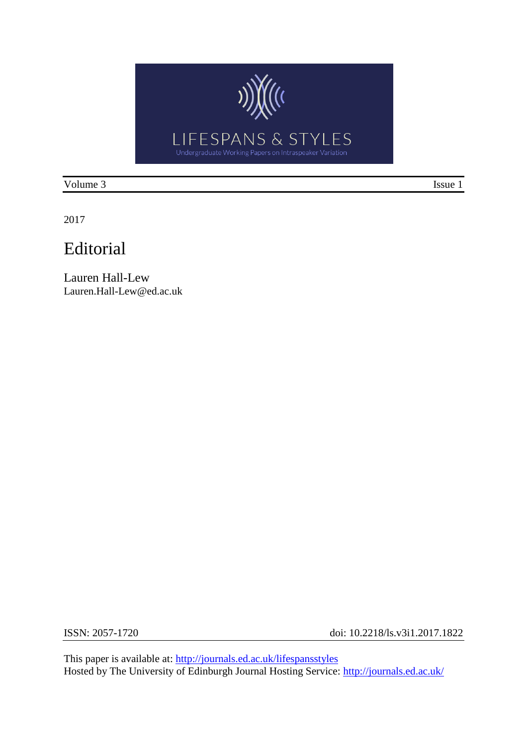Volume 3 | Issue 1

2017

# Editorial

Lauren Hall-Lew
Lauren.Hall-Lew@ed.ac.uk

ISSN: 2057-1720 doi: 10.2218/ls.v3i1.2017.1822

This paper is available at: http://journals.ed.ac.uk/lifespansstyles
Hosted by The University of Edinburgh Journal Hosting Service: http://journals.ed.ac.uk/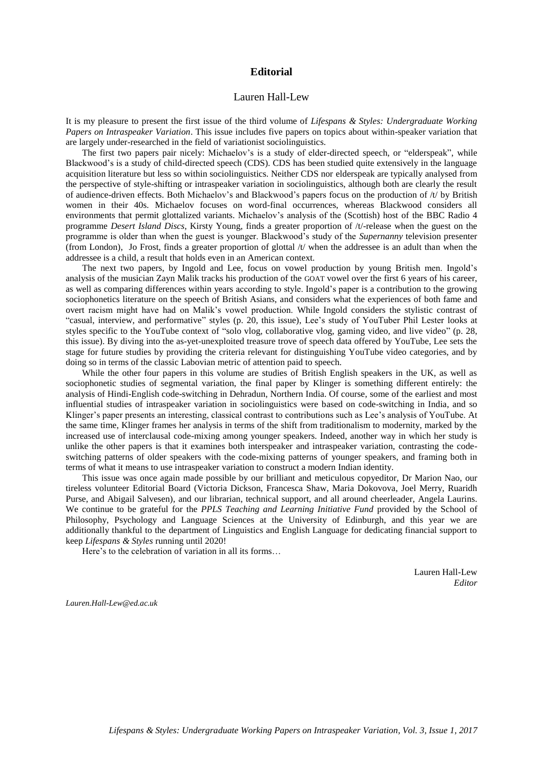# Editorial

Lauren Hall-Lew

It is my pleasure to present the first issue of the third volume of *Lifespans & Styles: Undergraduate Working Papers on Intraspeaker Variation*. This issue includes five papers on topics about within-speaker variation that are largely under-researched in the field of variationist sociolinguistics.

The first two papers pair nicely: Michaelov's is a study of elder-directed speech, or "elderspeak", while Blackwood's is a study of child-directed speech (CDS). CDS has been studied quite extensively in the language acquisition literature but less so within sociolinguistics. Neither CDS nor elderspeak are typically analysed from the perspective of style-shifting or intraspeaker variation in sociolinguistics, although both are clearly the result of audience-driven effects. Both Michaelov's and Blackwood's papers focus on the production of /t/ by British women in their 40s. Michaelov focuses on word-final occurrences, whereas Blackwood considers all environments that permit glottalized variants. Michaelov's analysis of the (Scottish) host of the BBC Radio 4 programme *Desert Island Discs*, Kirsty Young, finds a greater proportion of /t/-release when the guest on the programme is older than when the guest is younger. Blackwood's study of the *Supernanny* television presenter (from London), Jo Frost, finds a greater proportion of glottal /t/ when the addressee is an adult than when the addressee is a child, a result that holds even in an American context.

The next two papers, by Ingold and Lee, focus on vowel production by young British men. Ingold's analysis of the musician Zayn Malik tracks his production of the GOAT vowel over the first 6 years of his career, as well as comparing differences within years according to style. Ingold's paper is a contribution to the growing sociophonetics literature on the speech of British Asians, and considers what the experiences of both fame and overt racism might have had on Malik's vowel production. While Ingold considers the stylistic contrast of "casual, interview, and performative" styles (p. 20, this issue), Lee's study of YouTuber Phil Lester looks at styles specific to the YouTube context of "solo vlog, collaborative vlog, gaming video, and live video" (p. 28, this issue). By diving into the as-yet-unexploited treasure trove of speech data offered by YouTube, Lee sets the stage for future studies by providing the criteria relevant for distinguishing YouTube video categories, and by doing so in terms of the classic Labovian metric of attention paid to speech.

While the other four papers in this volume are studies of British English speakers in the UK, as well as sociophonetic studies of segmental variation, the final paper by Klinger is something different entirely: the analysis of Hindi-English code-switching in Dehradun, Northern India. Of course, some of the earliest and most influential studies of intraspeaker variation in sociolinguistics were based on code-switching in India, and so Klinger's paper presents an interesting, classical contrast to contributions such as Lee's analysis of YouTube. At the same time, Klinger frames her analysis in terms of the shift from traditionalism to modernity, marked by the increased use of interclausal code-mixing among younger speakers. Indeed, another way in which her study is unlike the other papers is that it examines both interspeaker and intraspeaker variation, contrasting the code-switching patterns of older speakers with the code-mixing patterns of younger speakers, and framing both in terms of what it means to use intraspeaker variation to construct a modern Indian identity.

This issue was once again made possible by our brilliant and meticulous copyeditor, Dr Marion Nao, our tireless volunteer Editorial Board (Victoria Dickson, Francesca Shaw, Maria Dokovova, Joel Merry, Ruaridh Purse, and Abigail Salvesen), and our librarian, technical support, and all around cheerleader, Angela Laurins. We continue to be grateful for the *PPLS Teaching and Learning Initiative Fund* provided by the School of Philosophy, Psychology and Language Sciences at the University of Edinburgh, and this year we are additionally thankful to the department of Linguistics and English Language for dedicating financial support to keep *Lifespans & Styles* running until 2020!

Here's to the celebration of variation in all its forms…

Lauren Hall-Lew
*Editor*

*Lauren.Hall-Lew@ed.ac.uk*